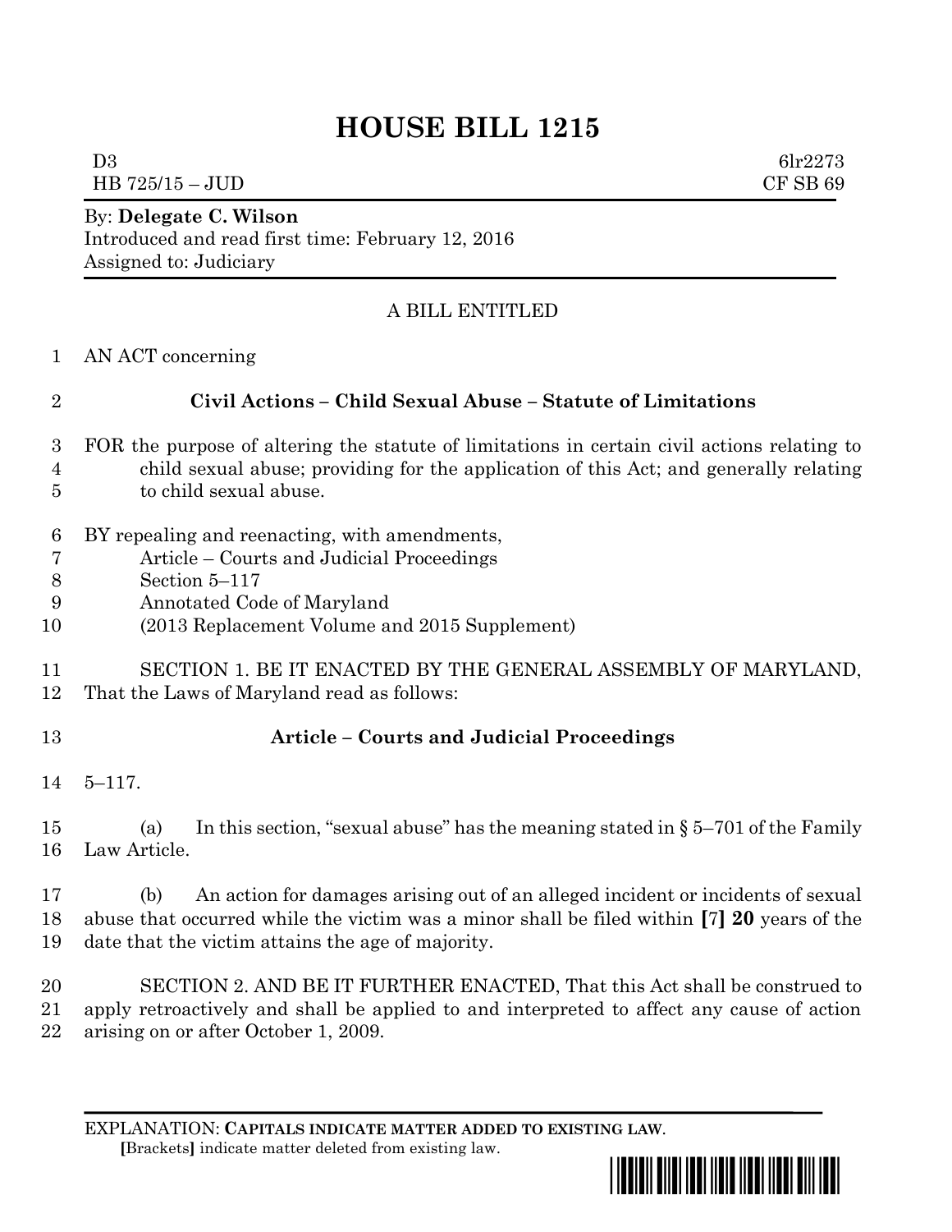# HOUSE BILL 1215

D3 6lr2273
HB 725/15 – JUD CF SB 69

By: **Delegate C. Wilson**
Introduced and read first time: February 12, 2016
Assigned to: Judiciary

A BILL ENTITLED

AN ACT concerning

**Civil Actions – Child Sexual Abuse – Statute of Limitations**

FOR the purpose of altering the statute of limitations in certain civil actions relating to child sexual abuse; providing for the application of this Act; and generally relating to child sexual abuse.

BY repealing and reenacting, with amendments,
Article – Courts and Judicial Proceedings
Section 5–117
Annotated Code of Maryland
(2013 Replacement Volume and 2015 Supplement)

SECTION 1. BE IT ENACTED BY THE GENERAL ASSEMBLY OF MARYLAND, That the Laws of Maryland read as follows:

**Article – Courts and Judicial Proceedings**

5–117.

(a) In this section, "sexual abuse" has the meaning stated in § 5–701 of the Family Law Article.

(b) An action for damages arising out of an alleged incident or incidents of sexual abuse that occurred while the victim was a minor shall be filed within **[**7**]** **20** years of the date that the victim attains the age of majority.

SECTION 2. AND BE IT FURTHER ENACTED, That this Act shall be construed to apply retroactively and shall be applied to and interpreted to affect any cause of action arising on or after October 1, 2009.

EXPLANATION: **CAPITALS INDICATE MATTER ADDED TO EXISTING LAW**.
**[**Brackets**]** indicate matter deleted from existing law.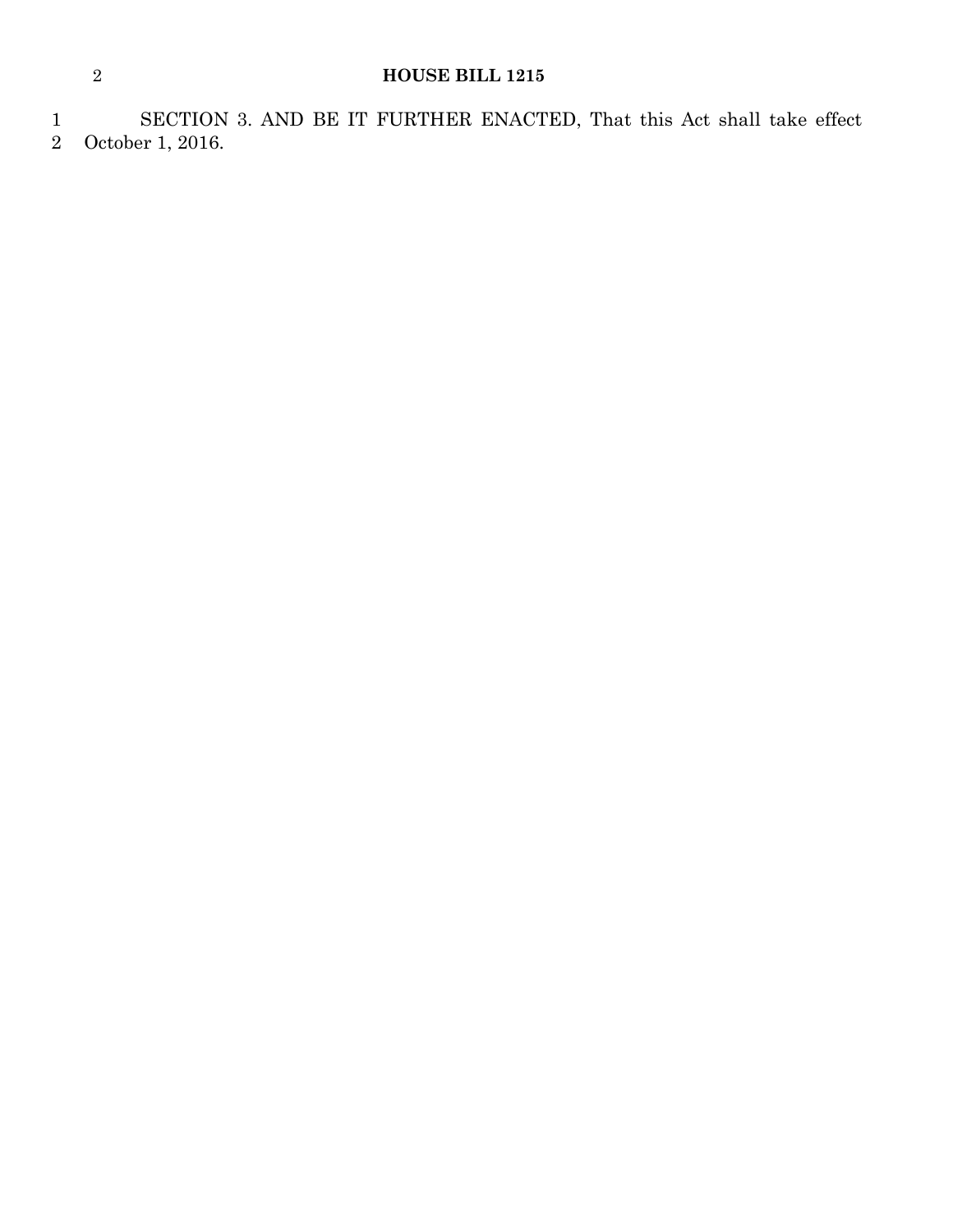SECTION 3. AND BE IT FURTHER ENACTED, That this Act shall take effect October 1, 2016.